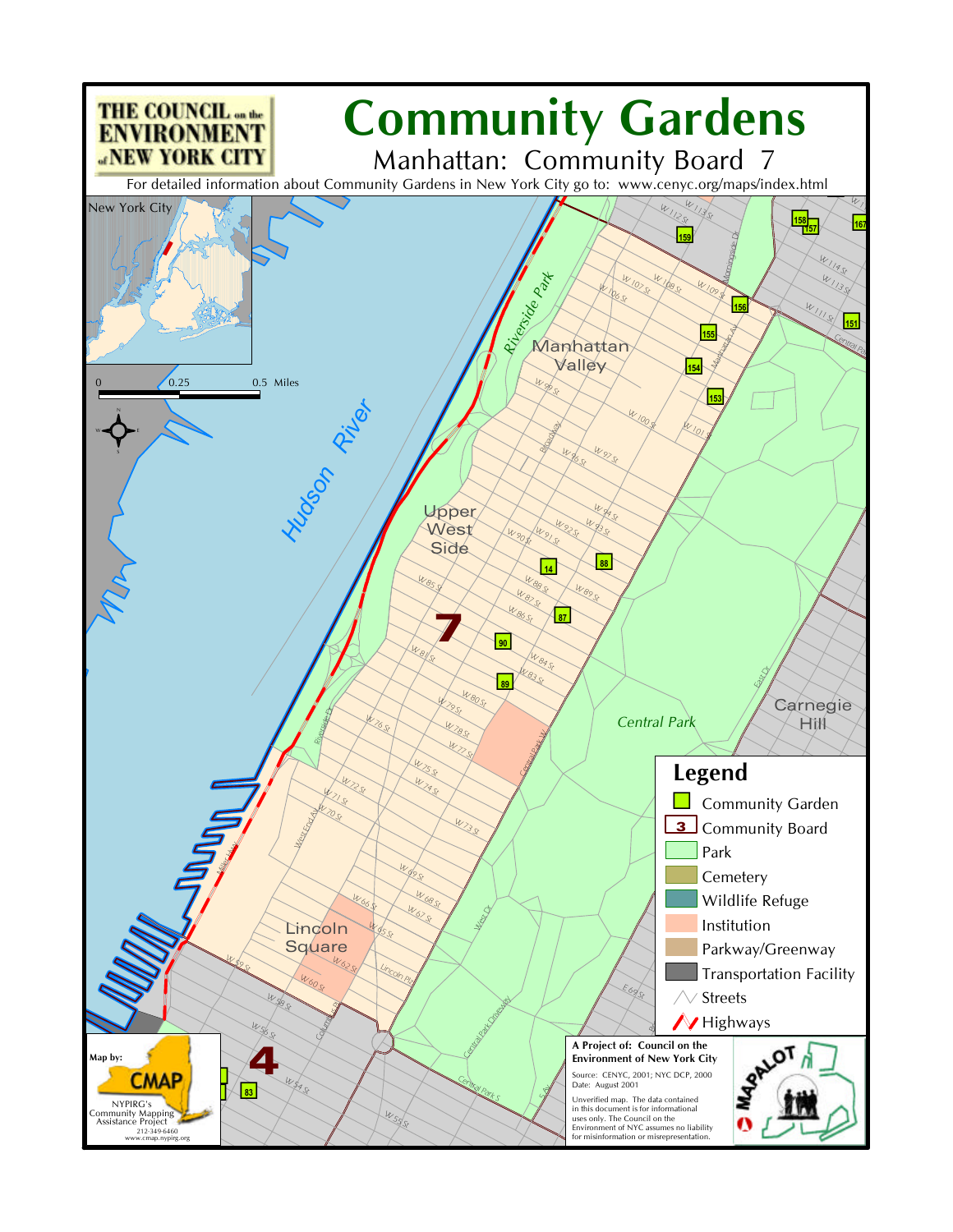# Community Gardens

## Manhattan: Community Board 7

THE COUNCIL on the ENVIRONMENT of NEW YORK CITY

For detailed information about Community Gardens in New York City go to: www.cenyc.org/maps/index.html

New York City

0 0.25 0.5 Miles

Hudson River

Riverside Park

Manhattan Valley

Upper West Side

Central Park

Carnegie Hill

Lincoln Square

7

4

## Legend

- Community Garden
- 3 Community Board
- Park
- Cemetery
- Wildlife Refuge
- Institution
- Parkway/Greenway
- Transportation Facility
- Streets
- Highways

Map by: CMAP
NYPIRG's Community Mapping Assistance Project
212-349-6460
www.cmap.nypirg.org

A Project of: Council on the Environment of New York City

Source: CENYC, 2001; NYC DCP, 2000
Date: August 2001

Unverified map. The data contained in this document is for informational uses only. The Council on the Environment of NYC assumes no liability for misinformation or misrepresentation.

MAPALOT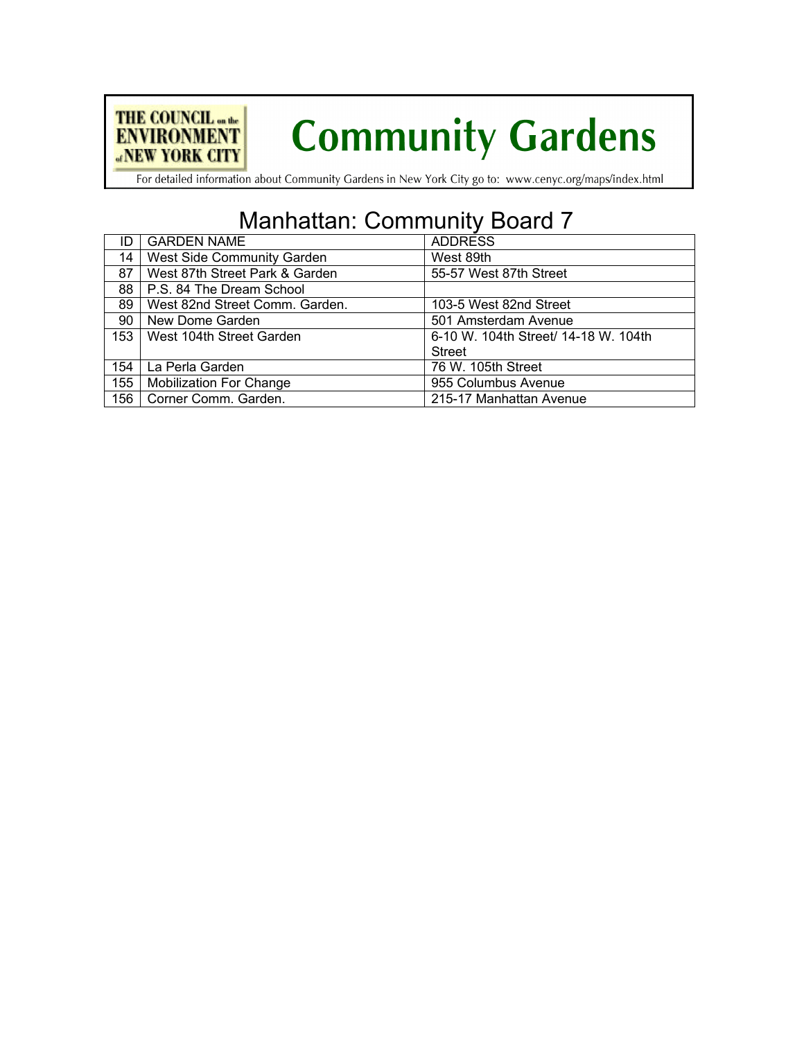THE COUNCIL on the ENVIRONMENT of NEW YORK CITY

# Community Gardens

For detailed information about Community Gardens in New York City go to: www.cenyc.org/maps/index.html

## Manhattan: Community Board 7

| ID | GARDEN NAME | ADDRESS |
|---|---|---|
| 14 | West Side Community Garden | West 89th |
| 87 | West 87th Street Park & Garden | 55-57 West 87th Street |
| 88 | P.S. 84 The Dream School | |
| 89 | West 82nd Street Comm. Garden. | 103-5 West 82nd Street |
| 90 | New Dome Garden | 501 Amsterdam Avenue |
| 153 | West 104th Street Garden | 6-10 W. 104th Street/ 14-18 W. 104th Street |
| 154 | La Perla Garden | 76 W. 105th Street |
| 155 | Mobilization For Change | 955 Columbus Avenue |
| 156 | Corner Comm. Garden. | 215-17 Manhattan Avenue |